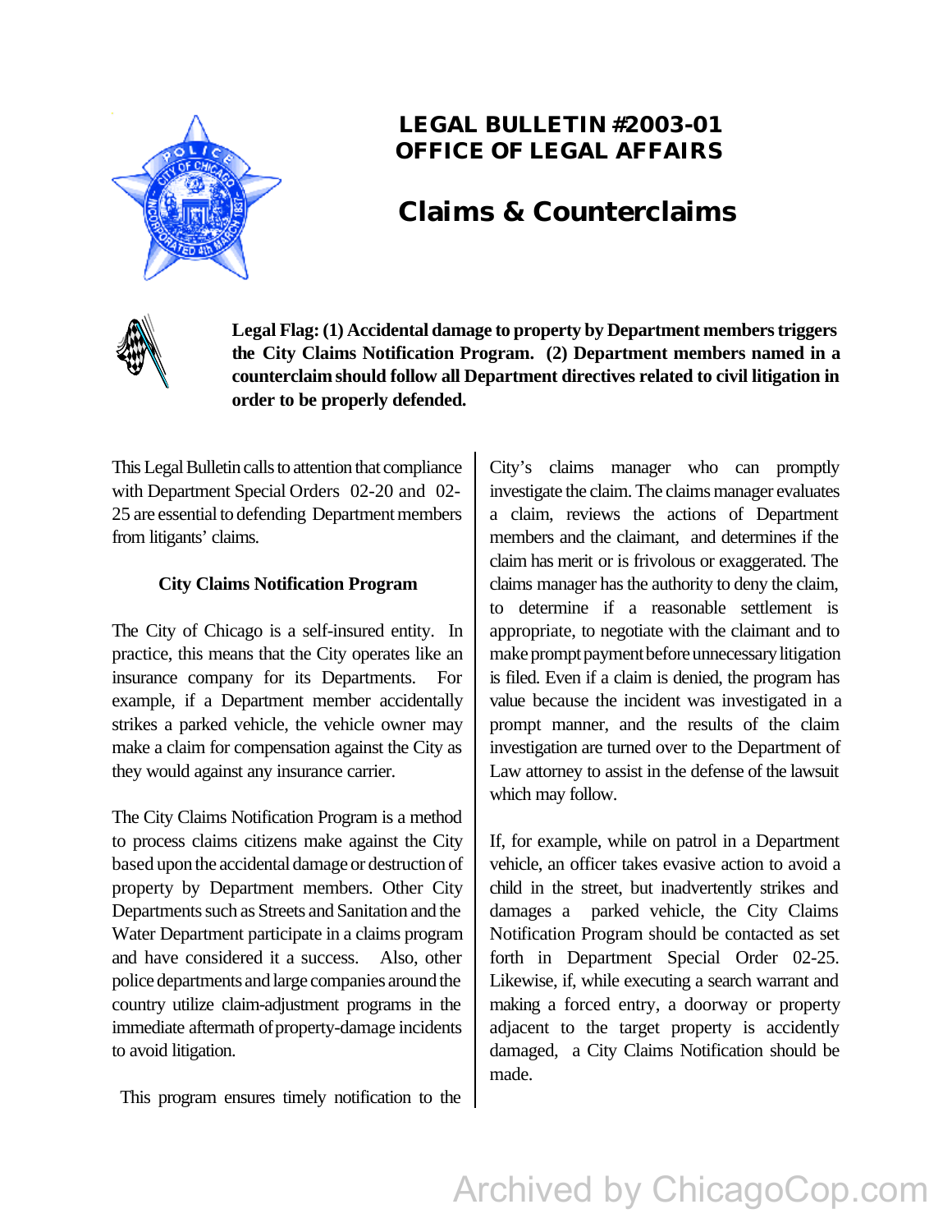# LEGAL BULLETIN #2003-01
# OFFICE OF LEGAL AFFAIRS

## Claims & Counterclaims

**Legal Flag: (1) Accidental damage to property by Department members triggers the City Claims Notification Program. (2) Department members named in a counterclaim should follow all Department directives related to civil litigation in order to be properly defended.**

This Legal Bulletin calls to attention that compliance with Department Special Orders 02-20 and 02-25 are essential to defending Department members from litigants' claims.

### City Claims Notification Program

The City of Chicago is a self-insured entity. In practice, this means that the City operates like an insurance company for its Departments. For example, if a Department member accidentally strikes a parked vehicle, the vehicle owner may make a claim for compensation against the City as they would against any insurance carrier.

The City Claims Notification Program is a method to process claims citizens make against the City based upon the accidental damage or destruction of property by Department members. Other City Departments such as Streets and Sanitation and the Water Department participate in a claims program and have considered it a success. Also, other police departments and large companies around the country utilize claim-adjustment programs in the immediate aftermath of property-damage incidents to avoid litigation.

This program ensures timely notification to the City's claims manager who can promptly investigate the claim. The claims manager evaluates a claim, reviews the actions of Department members and the claimant, and determines if the claim has merit or is frivolous or exaggerated. The claims manager has the authority to deny the claim, to determine if a reasonable settlement is appropriate, to negotiate with the claimant and to make prompt payment before unnecessary litigation is filed. Even if a claim is denied, the program has value because the incident was investigated in a prompt manner, and the results of the claim investigation are turned over to the Department of Law attorney to assist in the defense of the lawsuit which may follow.

If, for example, while on patrol in a Department vehicle, an officer takes evasive action to avoid a child in the street, but inadvertently strikes and damages a parked vehicle, the City Claims Notification Program should be contacted as set forth in Department Special Order 02-25. Likewise, if, while executing a search warrant and making a forced entry, a doorway or property adjacent to the target property is accidently damaged, a City Claims Notification should be made.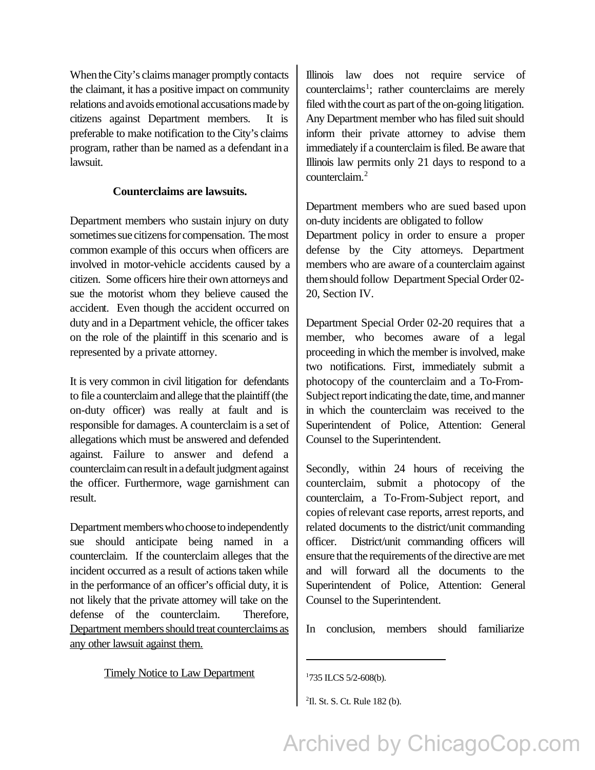When the City's claims manager promptly contacts the claimant, it has a positive impact on community relations and avoids emotional accusations made by citizens against Department members. It is preferable to make notification to the City's claims program, rather than be named as a defendant in a lawsuit.

**Counterclaims are lawsuits.**

Department members who sustain injury on duty sometimes sue citizens for compensation. The most common example of this occurs when officers are involved in motor-vehicle accidents caused by a citizen. Some officers hire their own attorneys and sue the motorist whom they believe caused the accident. Even though the accident occurred on duty and in a Department vehicle, the officer takes on the role of the plaintiff in this scenario and is represented by a private attorney.

It is very common in civil litigation for defendants to file a counterclaim and allege that the plaintiff (the on-duty officer) was really at fault and is responsible for damages. A counterclaim is a set of allegations which must be answered and defended against. Failure to answer and defend a counterclaim can result in a default judgment against the officer. Furthermore, wage garnishment can result.

Department members who choose to independently sue should anticipate being named in a counterclaim. If the counterclaim alleges that the incident occurred as a result of actions taken while in the performance of an officer's official duty, it is not likely that the private attorney will take on the defense of the counterclaim. Therefore, <u>Department members should treat counterclaims as any other lawsuit against them.</u>

<u>Timely Notice to Law Department</u>

Illinois law does not require service of counterclaims[1]; rather counterclaims are merely filed with the court as part of the on-going litigation. Any Department member who has filed suit should inform their private attorney to advise them immediately if a counterclaim is filed. Be aware that Illinois law permits only 21 days to respond to a counterclaim.[2]

Department members who are sued based upon on-duty incidents are obligated to follow Department policy in order to ensure a proper defense by the City attorneys. Department members who are aware of a counterclaim against them should follow Department Special Order 02-20, Section IV.

Department Special Order 02-20 requires that a member, who becomes aware of a legal proceeding in which the member is involved, make two notifications. First, immediately submit a photocopy of the counterclaim and a To-From-Subject report indicating the date, time, and manner in which the counterclaim was received to the Superintendent of Police, Attention: General Counsel to the Superintendent.

Secondly, within 24 hours of receiving the counterclaim, submit a photocopy of the counterclaim, a To-From-Subject report, and copies of relevant case reports, arrest reports, and related documents to the district/unit commanding officer. District/unit commanding officers will ensure that the requirements of the directive are met and will forward all the documents to the Superintendent of Police, Attention: General Counsel to the Superintendent.

In conclusion, members should familiarize

---

[1] 735 ILCS 5/2-608(b).

[2] Il. St. S. Ct. Rule 182 (b).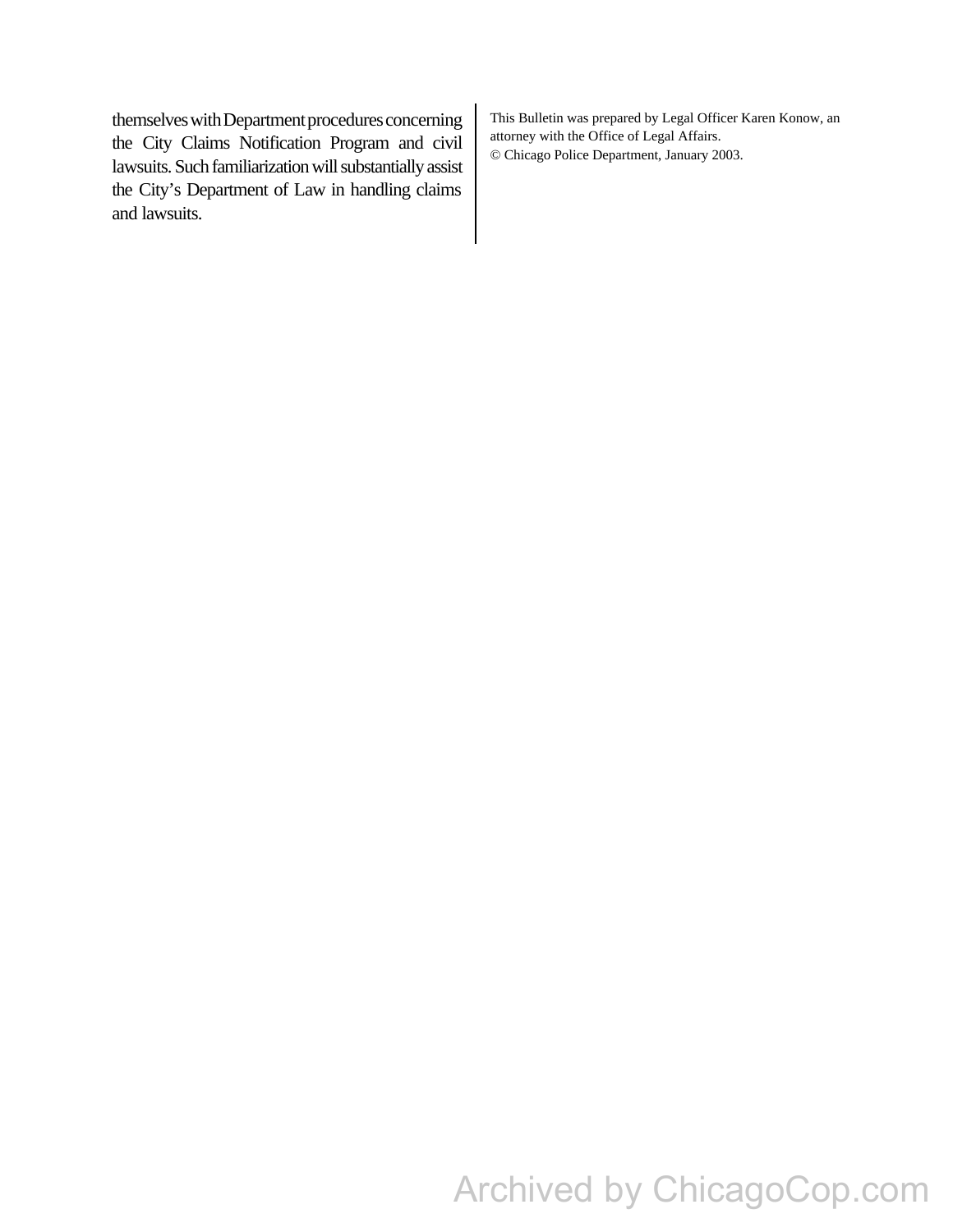themselves with Department procedures concerning the City Claims Notification Program and civil lawsuits. Such familiarization will substantially assist the City's Department of Law in handling claims and lawsuits.

This Bulletin was prepared by Legal Officer Karen Konow, an attorney with the Office of Legal Affairs.
© Chicago Police Department, January 2003.